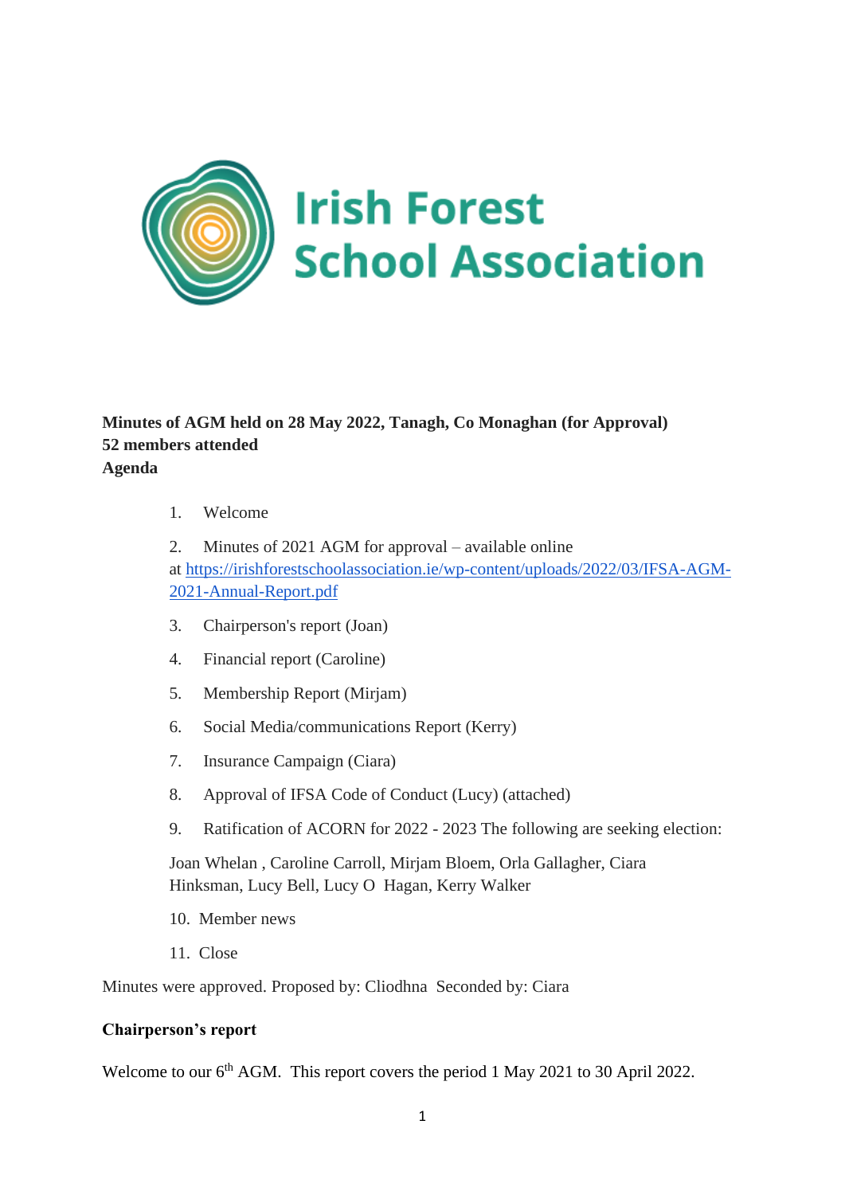# Irish Forest School Association

**Minutes of AGM held on 28 May 2022, Tanagh, Co Monaghan (for Approval)**
**52 members attended**
**Agenda**

1. Welcome
2. Minutes of 2021 AGM for approval – available online at https://irishforestschoolassociation.ie/wp-content/uploads/2022/03/IFSA-AGM-2021-Annual-Report.pdf
3. Chairperson's report (Joan)
4. Financial report (Caroline)
5. Membership Report (Mirjam)
6. Social Media/communications Report (Kerry)
7. Insurance Campaign (Ciara)
8. Approval of IFSA Code of Conduct (Lucy) (attached)
9. Ratification of ACORN for 2022 - 2023 The following are seeking election:

   Joan Whelan , Caroline Carroll, Mirjam Bloem, Orla Gallagher, Ciara Hinksman, Lucy Bell, Lucy O Hagan, Kerry Walker

10. Member news
11. Close

Minutes were approved. Proposed by: Cliodhna Seconded by: Ciara

**Chairperson's report**

Welcome to our 6th AGM. This report covers the period 1 May 2021 to 30 April 2022.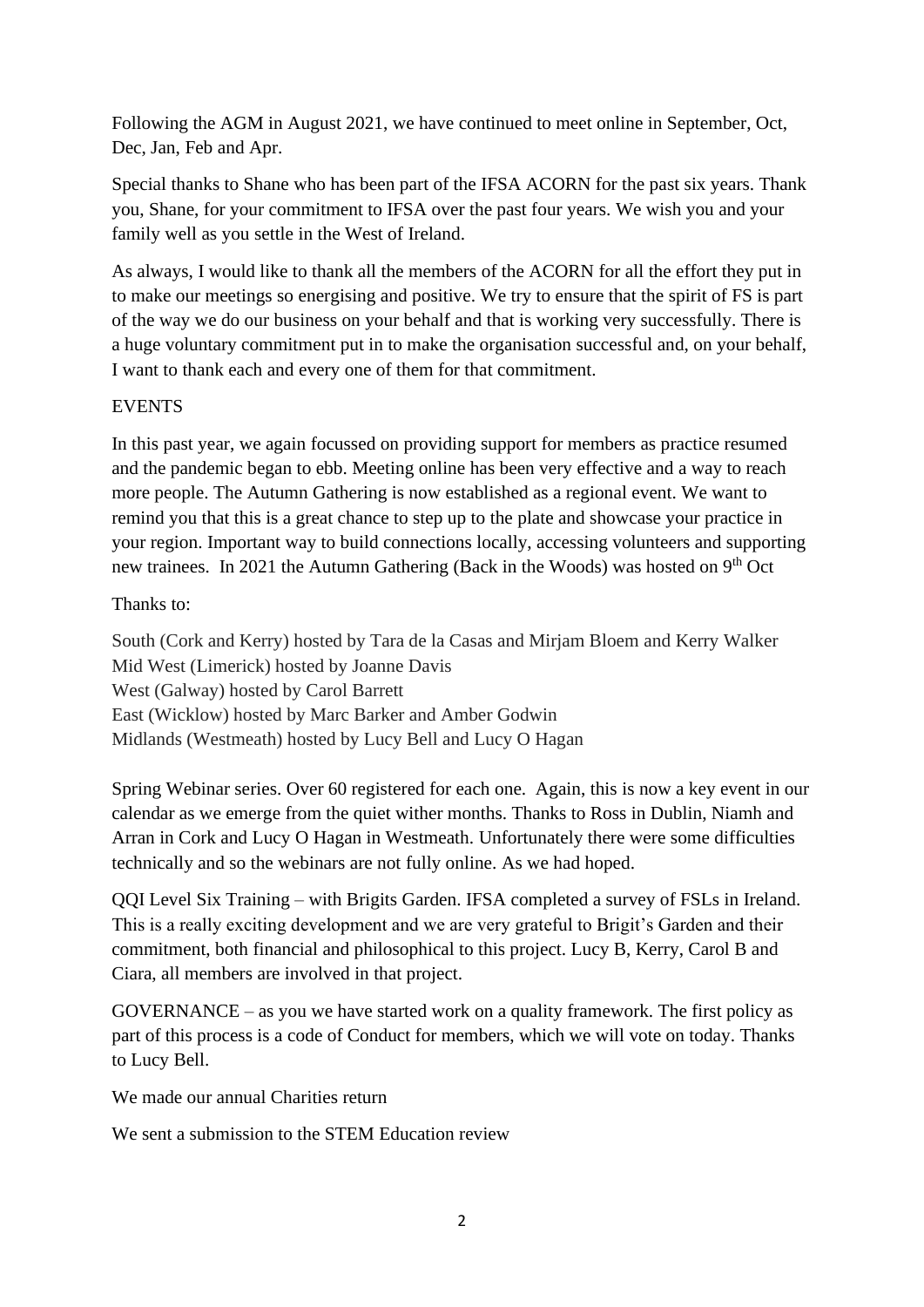Following the AGM in August 2021, we have continued to meet online in September, Oct, Dec, Jan, Feb and Apr.

Special thanks to Shane who has been part of the IFSA ACORN for the past six years. Thank you, Shane, for your commitment to IFSA over the past four years. We wish you and your family well as you settle in the West of Ireland.

As always, I would like to thank all the members of the ACORN for all the effort they put in to make our meetings so energising and positive. We try to ensure that the spirit of FS is part of the way we do our business on your behalf and that is working very successfully. There is a huge voluntary commitment put in to make the organisation successful and, on your behalf, I want to thank each and every one of them for that commitment.

EVENTS

In this past year, we again focussed on providing support for members as practice resumed and the pandemic began to ebb. Meeting online has been very effective and a way to reach more people. The Autumn Gathering is now established as a regional event. We want to remind you that this is a great chance to step up to the plate and showcase your practice in your region. Important way to build connections locally, accessing volunteers and supporting new trainees. In 2021 the Autumn Gathering (Back in the Woods) was hosted on 9th Oct

Thanks to:

South (Cork and Kerry) hosted by Tara de la Casas and Mirjam Bloem and Kerry Walker
Mid West (Limerick) hosted by Joanne Davis
West (Galway) hosted by Carol Barrett
East (Wicklow) hosted by Marc Barker and Amber Godwin
Midlands (Westmeath) hosted by Lucy Bell and Lucy O Hagan

Spring Webinar series. Over 60 registered for each one. Again, this is now a key event in our calendar as we emerge from the quiet wither months. Thanks to Ross in Dublin, Niamh and Arran in Cork and Lucy O Hagan in Westmeath. Unfortunately there were some difficulties technically and so the webinars are not fully online. As we had hoped.

QQI Level Six Training – with Brigits Garden. IFSA completed a survey of FSLs in Ireland. This is a really exciting development and we are very grateful to Brigit's Garden and their commitment, both financial and philosophical to this project. Lucy B, Kerry, Carol B and Ciara, all members are involved in that project.

GOVERNANCE – as you we have started work on a quality framework. The first policy as part of this process is a code of Conduct for members, which we will vote on today. Thanks to Lucy Bell.

We made our annual Charities return

We sent a submission to the STEM Education review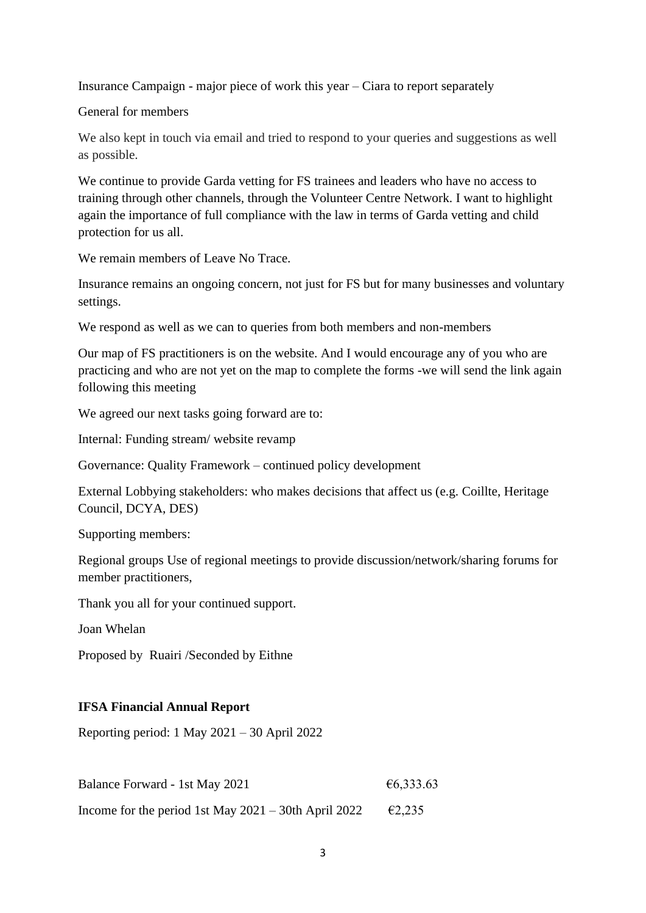Insurance Campaign - major piece of work this year – Ciara to report separately

General for members

We also kept in touch via email and tried to respond to your queries and suggestions as well as possible.

We continue to provide Garda vetting for FS trainees and leaders who have no access to training through other channels, through the Volunteer Centre Network. I want to highlight again the importance of full compliance with the law in terms of Garda vetting and child protection for us all.

We remain members of Leave No Trace.

Insurance remains an ongoing concern, not just for FS but for many businesses and voluntary settings.

We respond as well as we can to queries from both members and non-members

Our map of FS practitioners is on the website. And I would encourage any of you who are practicing and who are not yet on the map to complete the forms -we will send the link again following this meeting

We agreed our next tasks going forward are to:

Internal: Funding stream/ website revamp

Governance: Quality Framework – continued policy development

External Lobbying stakeholders: who makes decisions that affect us (e.g. Coillte, Heritage Council, DCYA, DES)

Supporting members:

Regional groups Use of regional meetings to provide discussion/network/sharing forums for member practitioners,

Thank you all for your continued support.

Joan Whelan

Proposed by Ruairi /Seconded by Eithne

**IFSA Financial Annual Report**

Reporting period: 1 May 2021 – 30 April 2022

| | |
|---|---|
| Balance Forward - 1st May 2021 | €6,333.63 |
| Income for the period 1st May 2021 – 30th April 2022 | €2,235 |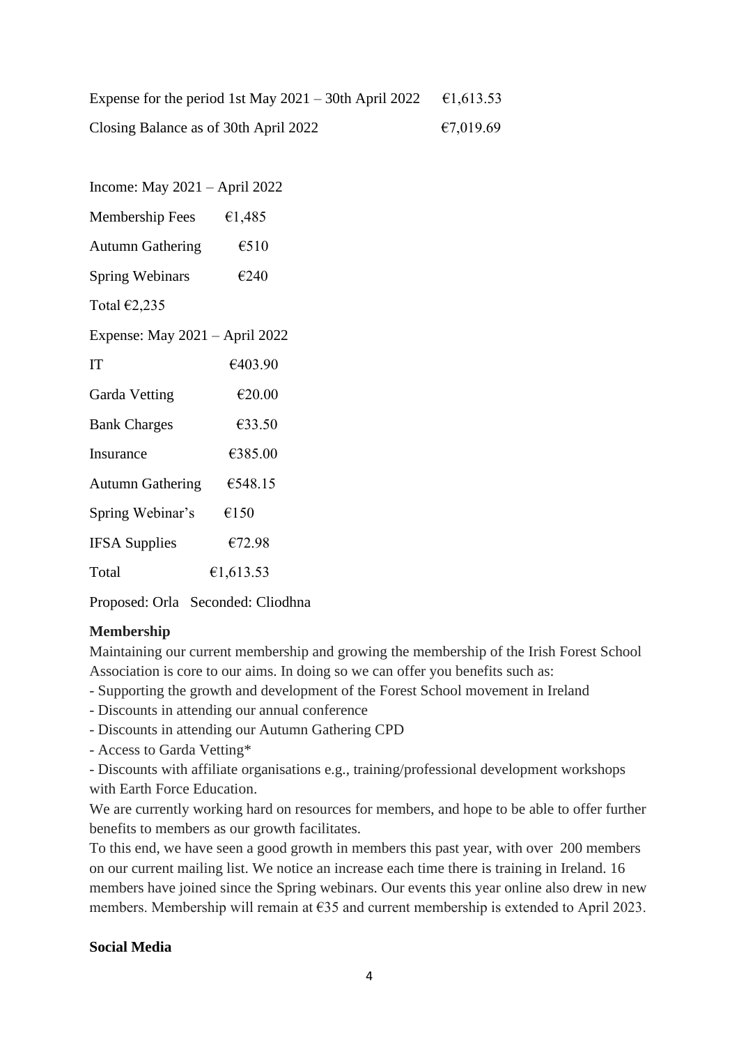Expense for the period 1st May 2021 – 30th April 2022 €1,613.53

Closing Balance as of 30th April 2022 €7,019.69

Income: May 2021 – April 2022

| | |
|---|---|
| Membership Fees | €1,485 |
| Autumn Gathering | €510 |
| Spring Webinars | €240 |

Total €2,235

Expense: May 2021 – April 2022

| | |
|---|---|
| IT | €403.90 |
| Garda Vetting | €20.00 |
| Bank Charges | €33.50 |
| Insurance | €385.00 |
| Autumn Gathering | €548.15 |
| Spring Webinar's | €150 |
| IFSA Supplies | €72.98 |
| Total | €1,613.53 |

Proposed: Orla Seconded: Cliodhna

**Membership**

Maintaining our current membership and growing the membership of the Irish Forest School Association is core to our aims. In doing so we can offer you benefits such as:

- Supporting the growth and development of the Forest School movement in Ireland
- Discounts in attending our annual conference
- Discounts in attending our Autumn Gathering CPD
- Access to Garda Vetting*
- Discounts with affiliate organisations e.g., training/professional development workshops with Earth Force Education.

We are currently working hard on resources for members, and hope to be able to offer further benefits to members as our growth facilitates.

To this end, we have seen a good growth in members this past year, with over 200 members on our current mailing list. We notice an increase each time there is training in Ireland. 16 members have joined since the Spring webinars. Our events this year online also drew in new members. Membership will remain at €35 and current membership is extended to April 2023.

**Social Media**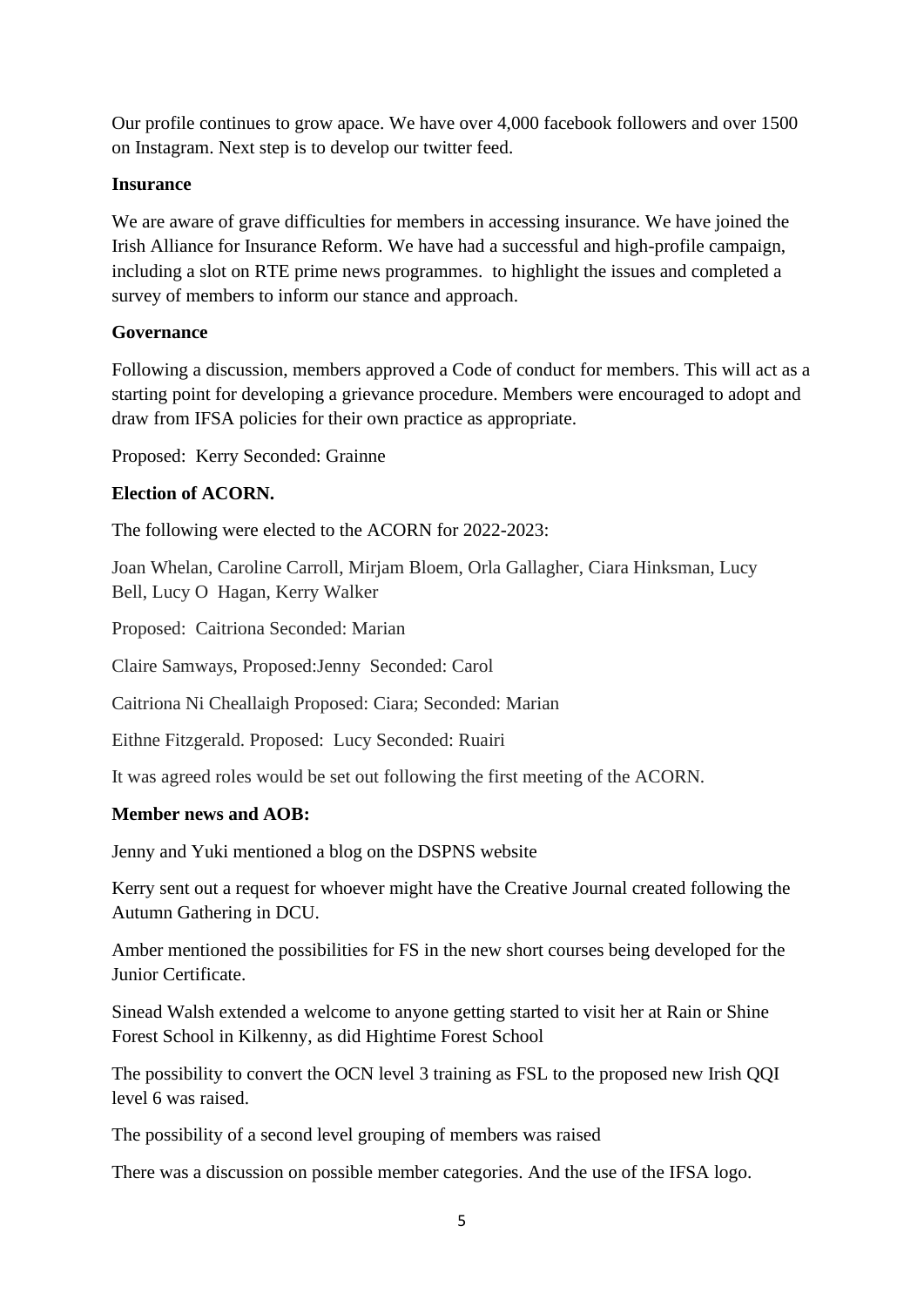Our profile continues to grow apace. We have over 4,000 facebook followers and over 1500 on Instagram. Next step is to develop our twitter feed.

**Insurance**

We are aware of grave difficulties for members in accessing insurance. We have joined the Irish Alliance for Insurance Reform. We have had a successful and high-profile campaign, including a slot on RTE prime news programmes. to highlight the issues and completed a survey of members to inform our stance and approach.

**Governance**

Following a discussion, members approved a Code of conduct for members. This will act as a starting point for developing a grievance procedure. Members were encouraged to adopt and draw from IFSA policies for their own practice as appropriate.

Proposed: Kerry Seconded: Grainne

**Election of ACORN.**

The following were elected to the ACORN for 2022-2023:

Joan Whelan, Caroline Carroll, Mirjam Bloem, Orla Gallagher, Ciara Hinksman, Lucy Bell, Lucy O Hagan, Kerry Walker

Proposed: Caitriona Seconded: Marian

Claire Samways, Proposed:Jenny Seconded: Carol

Caitriona Ni Cheallaigh Proposed: Ciara; Seconded: Marian

Eithne Fitzgerald. Proposed: Lucy Seconded: Ruairi

It was agreed roles would be set out following the first meeting of the ACORN.

**Member news and AOB:**

Jenny and Yuki mentioned a blog on the DSPNS website

Kerry sent out a request for whoever might have the Creative Journal created following the Autumn Gathering in DCU.

Amber mentioned the possibilities for FS in the new short courses being developed for the Junior Certificate.

Sinead Walsh extended a welcome to anyone getting started to visit her at Rain or Shine Forest School in Kilkenny, as did Hightime Forest School

The possibility to convert the OCN level 3 training as FSL to the proposed new Irish QQI level 6 was raised.

The possibility of a second level grouping of members was raised

There was a discussion on possible member categories. And the use of the IFSA logo.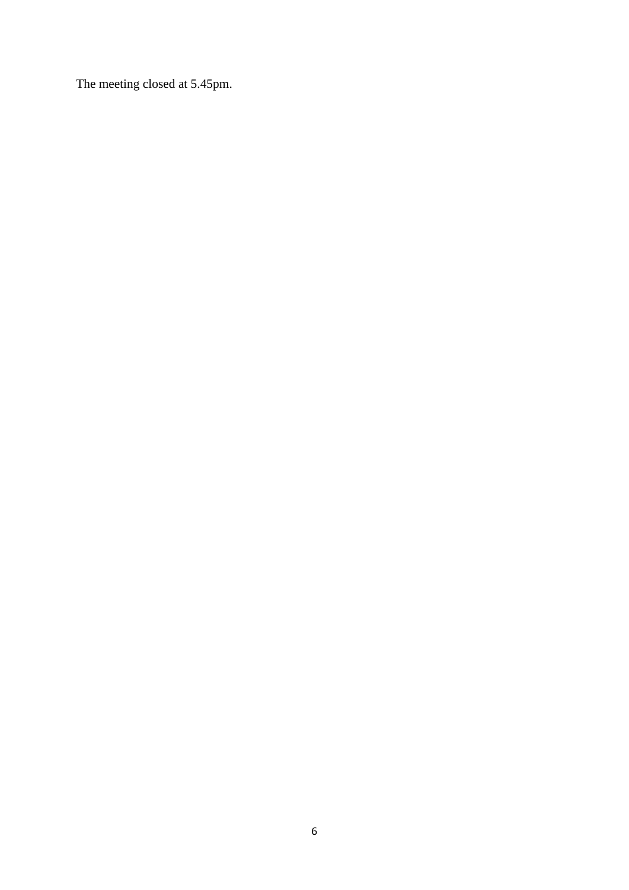The meeting closed at 5.45pm.